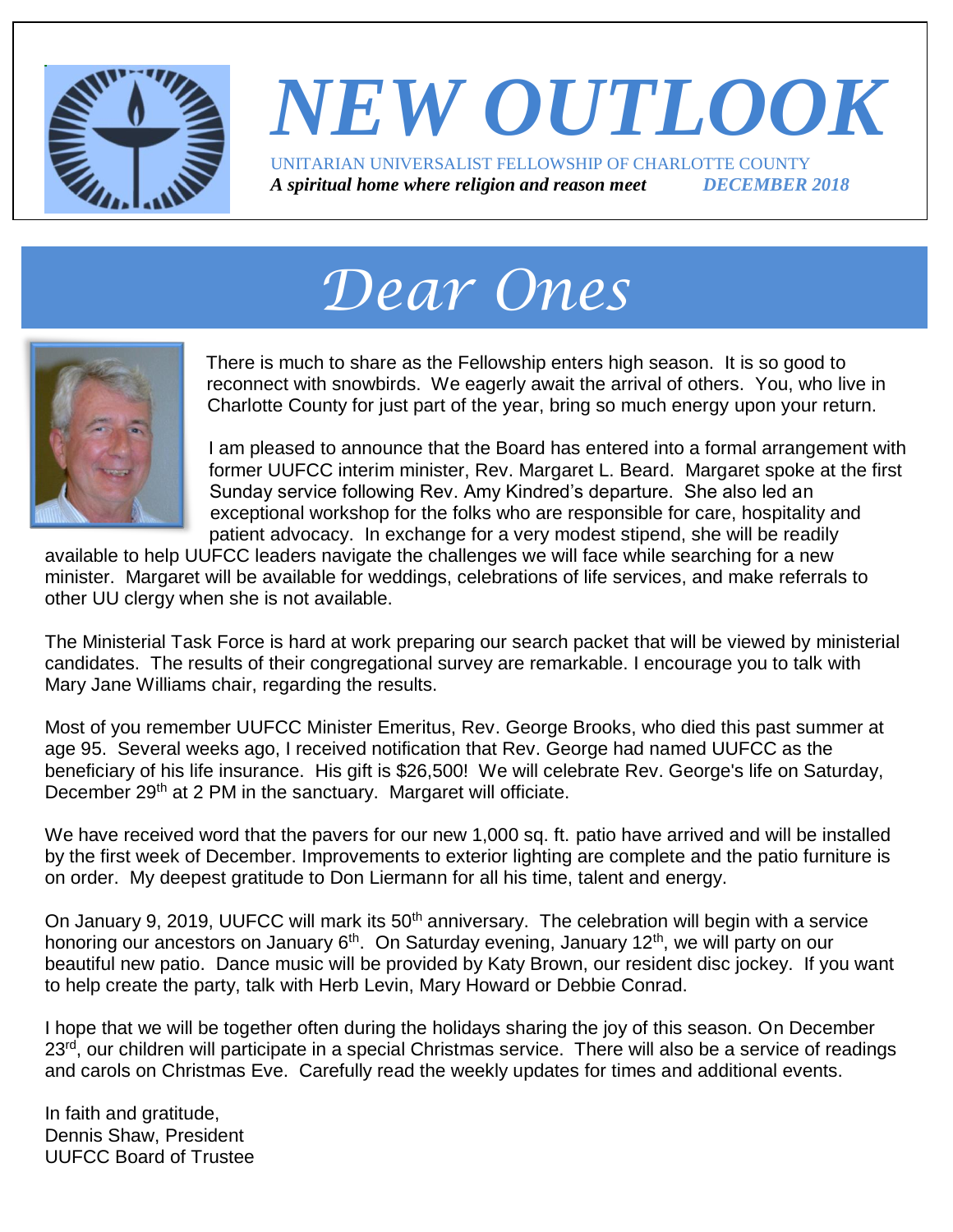# NEW OUTLOOK

UNITARIAN UNIVERSALIST FELLOWSHIP OF CHARLOTTE COUNTY

***A spiritual home where religion and reason meet*** ***DECEMBER 2018***

## *Dear Ones*

There is much to share as the Fellowship enters high season. It is so good to reconnect with snowbirds. We eagerly await the arrival of others. You, who live in Charlotte County for just part of the year, bring so much energy upon your return.

I am pleased to announce that the Board has entered into a formal arrangement with former UUFCC interim minister, Rev. Margaret L. Beard. Margaret spoke at the first Sunday service following Rev. Amy Kindred's departure. She also led an exceptional workshop for the folks who are responsible for care, hospitality and patient advocacy. In exchange for a very modest stipend, she will be readily available to help UUFCC leaders navigate the challenges we will face while searching for a new minister. Margaret will be available for weddings, celebrations of life services, and make referrals to other UU clergy when she is not available.

The Ministerial Task Force is hard at work preparing our search packet that will be viewed by ministerial candidates. The results of their congregational survey are remarkable. I encourage you to talk with Mary Jane Williams chair, regarding the results.

Most of you remember UUFCC Minister Emeritus, Rev. George Brooks, who died this past summer at age 95. Several weeks ago, I received notification that Rev. George had named UUFCC as the beneficiary of his life insurance. His gift is $26,500! We will celebrate Rev. George's life on Saturday, December 29th at 2 PM in the sanctuary. Margaret will officiate.

We have received word that the pavers for our new 1,000 sq. ft. patio have arrived and will be installed by the first week of December. Improvements to exterior lighting are complete and the patio furniture is on order. My deepest gratitude to Don Liermann for all his time, talent and energy.

On January 9, 2019, UUFCC will mark its 50th anniversary. The celebration will begin with a service honoring our ancestors on January 6th. On Saturday evening, January 12th, we will party on our beautiful new patio. Dance music will be provided by Katy Brown, our resident disc jockey. If you want to help create the party, talk with Herb Levin, Mary Howard or Debbie Conrad.

I hope that we will be together often during the holidays sharing the joy of this season. On December 23rd, our children will participate in a special Christmas service. There will also be a service of readings and carols on Christmas Eve. Carefully read the weekly updates for times and additional events.

In faith and gratitude,  
Dennis Shaw, President  
UUFCC Board of Trustee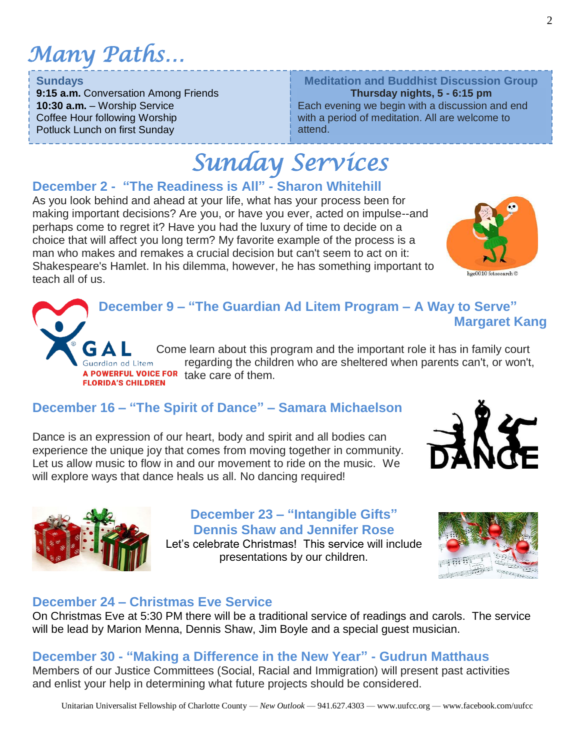# Many Paths…

**Sundays**
**9:15 a.m.** Conversation Among Friends
**10:30 a.m.** – Worship Service
Coffee Hour following Worship
Potluck Lunch on first Sunday

**Meditation and Buddhist Discussion Group**
**Thursday nights, 5 - 6:15 pm**
Each evening we begin with a discussion and end with a period of meditation. All are welcome to attend.

# Sunday Services

### December 2 - "The Readiness is All" - Sharon Whitehill

As you look behind and ahead at your life, what has your process been for making important decisions? Are you, or have you ever, acted on impulse--and perhaps come to regret it? Have you had the luxury of time to decide on a choice that will affect you long term? My favorite example of the process is a man who makes and remakes a crucial decision but can't seem to act on it: Shakespeare's Hamlet. In his dilemma, however, he has something important to teach all of us.

hge0010 fotosearch ©

### December 9 – "The Guardian Ad Litem Program – A Way to Serve" Margaret Kang

GAL Guardian ad Litem A POWERFUL VOICE FOR FLORIDA'S CHILDREN

Come learn about this program and the important role it has in family court regarding the children who are sheltered when parents can't, or won't, take care of them.

### December 16 – "The Spirit of Dance" – Samara Michaelson

Dance is an expression of our heart, body and spirit and all bodies can experience the unique joy that comes from moving together in community. Let us allow music to flow in and our movement to ride on the music. We will explore ways that dance heals us all. No dancing required!

### December 23 – "Intangible Gifts" Dennis Shaw and Jennifer Rose

Let's celebrate Christmas! This service will include presentations by our children.

### December 24 – Christmas Eve Service

On Christmas Eve at 5:30 PM there will be a traditional service of readings and carols. The service will be lead by Marion Menna, Dennis Shaw, Jim Boyle and a special guest musician.

### December 30 - "Making a Difference in the New Year" - Gudrun Matthaus

Members of our Justice Committees (Social, Racial and Immigration) will present past activities and enlist your help in determining what future projects should be considered.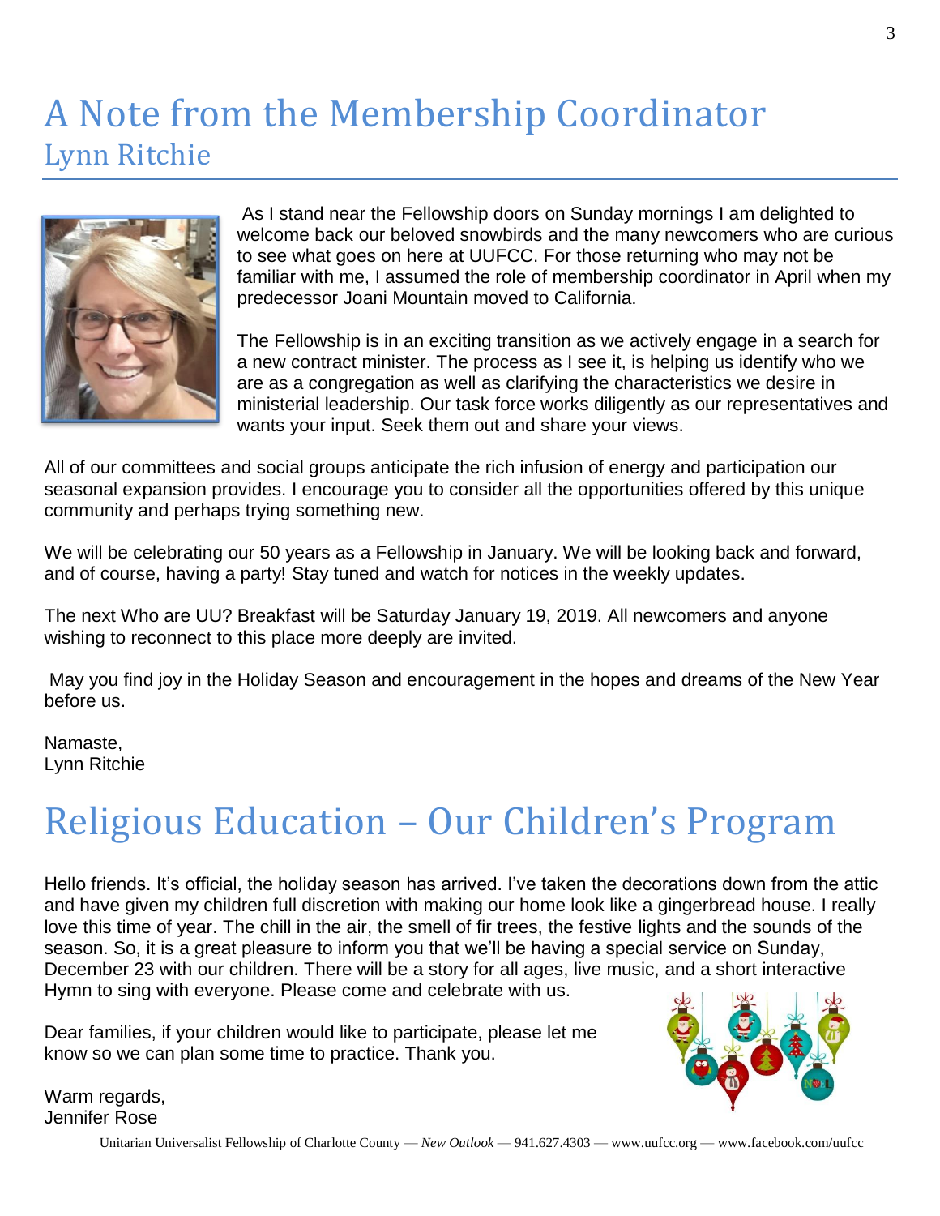# A Note from the Membership Coordinator

## Lynn Ritchie

As I stand near the Fellowship doors on Sunday mornings I am delighted to welcome back our beloved snowbirds and the many newcomers who are curious to see what goes on here at UUFCC. For those returning who may not be familiar with me, I assumed the role of membership coordinator in April when my predecessor Joani Mountain moved to California.

The Fellowship is in an exciting transition as we actively engage in a search for a new contract minister. The process as I see it, is helping us identify who we are as a congregation as well as clarifying the characteristics we desire in ministerial leadership. Our task force works diligently as our representatives and wants your input. Seek them out and share your views.

All of our committees and social groups anticipate the rich infusion of energy and participation our seasonal expansion provides. I encourage you to consider all the opportunities offered by this unique community and perhaps trying something new.

We will be celebrating our 50 years as a Fellowship in January. We will be looking back and forward, and of course, having a party! Stay tuned and watch for notices in the weekly updates.

The next Who are UU? Breakfast will be Saturday January 19, 2019. All newcomers and anyone wishing to reconnect to this place more deeply are invited.

May you find joy in the Holiday Season and encouragement in the hopes and dreams of the New Year before us.

Namaste,
Lynn Ritchie

# Religious Education – Our Children's Program

Hello friends. It's official, the holiday season has arrived. I've taken the decorations down from the attic and have given my children full discretion with making our home look like a gingerbread house. I really love this time of year. The chill in the air, the smell of fir trees, the festive lights and the sounds of the season. So, it is a great pleasure to inform you that we'll be having a special service on Sunday, December 23 with our children. There will be a story for all ages, live music, and a short interactive Hymn to sing with everyone. Please come and celebrate with us.

Dear families, if your children would like to participate, please let me know so we can plan some time to practice. Thank you.

Warm regards,
Jennifer Rose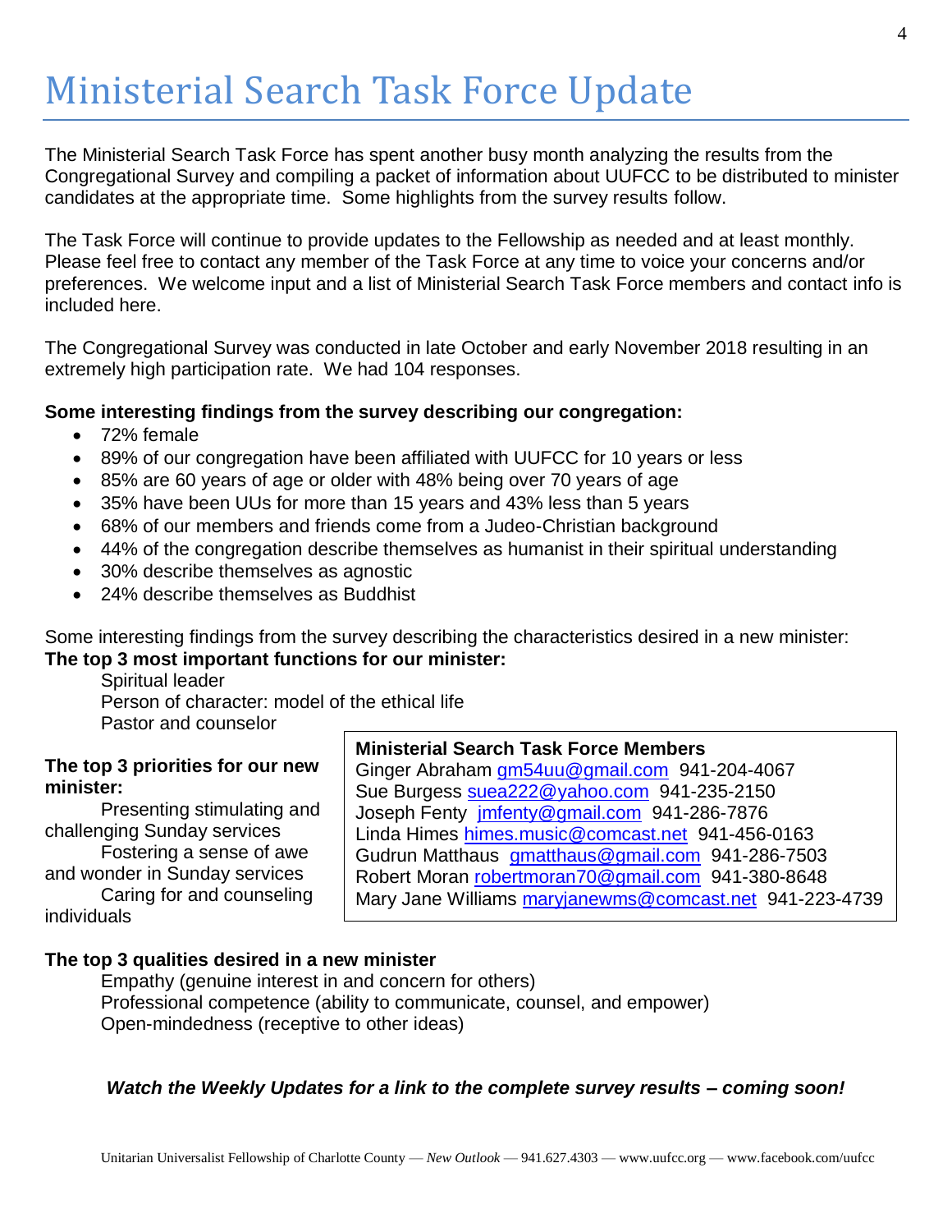# Ministerial Search Task Force Update

The Ministerial Search Task Force has spent another busy month analyzing the results from the Congregational Survey and compiling a packet of information about UUFCC to be distributed to minister candidates at the appropriate time. Some highlights from the survey results follow.

The Task Force will continue to provide updates to the Fellowship as needed and at least monthly. Please feel free to contact any member of the Task Force at any time to voice your concerns and/or preferences. We welcome input and a list of Ministerial Search Task Force members and contact info is included here.

The Congregational Survey was conducted in late October and early November 2018 resulting in an extremely high participation rate. We had 104 responses.

**Some interesting findings from the survey describing our congregation:**

- 72% female
- 89% of our congregation have been affiliated with UUFCC for 10 years or less
- 85% are 60 years of age or older with 48% being over 70 years of age
- 35% have been UUs for more than 15 years and 43% less than 5 years
- 68% of our members and friends come from a Judeo-Christian background
- 44% of the congregation describe themselves as humanist in their spiritual understanding
- 30% describe themselves as agnostic
- 24% describe themselves as Buddhist

Some interesting findings from the survey describing the characteristics desired in a new minister:

**The top 3 most important functions for our minister:**

Spiritual leader
Person of character: model of the ethical life
Pastor and counselor

**The top 3 priorities for our new minister:**

Presenting stimulating and challenging Sunday services
Fostering a sense of awe and wonder in Sunday services
Caring for and counseling individuals

**Ministerial Search Task Force Members**

Ginger Abraham gm54uu@gmail.com 941-204-4067
Sue Burgess suea222@yahoo.com 941-235-2150
Joseph Fenty jmfenty@gmail.com 941-286-7876
Linda Himes himes.music@comcast.net 941-456-0163
Gudrun Matthaus gmatthaus@gmail.com 941-286-7503
Robert Moran robertmoran70@gmail.com 941-380-8648
Mary Jane Williams maryjanewms@comcast.net 941-223-4739

**The top 3 qualities desired in a new minister**

Empathy (genuine interest in and concern for others)
Professional competence (ability to communicate, counsel, and empower)
Open-mindedness (receptive to other ideas)

***Watch the Weekly Updates for a link to the complete survey results – coming soon!***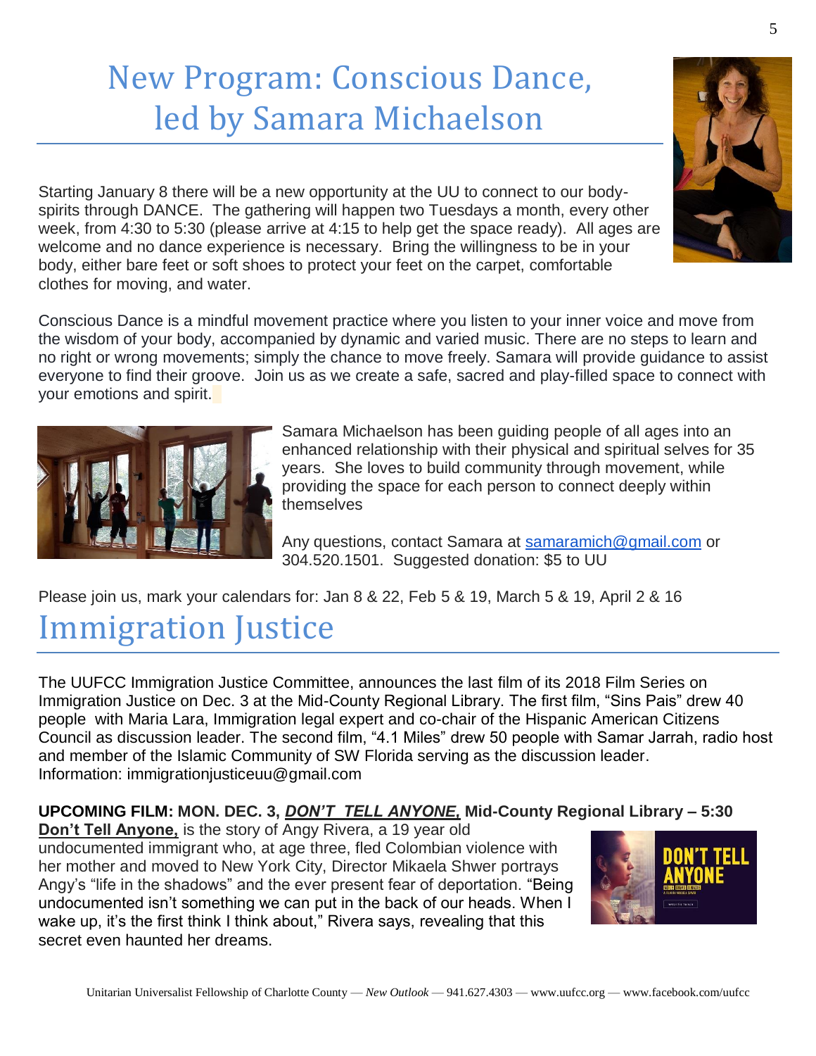# New Program: Conscious Dance, led by Samara Michaelson

Starting January 8 there will be a new opportunity at the UU to connect to our body-spirits through DANCE. The gathering will happen two Tuesdays a month, every other week, from 4:30 to 5:30 (please arrive at 4:15 to help get the space ready). All ages are welcome and no dance experience is necessary. Bring the willingness to be in your body, either bare feet or soft shoes to protect your feet on the carpet, comfortable clothes for moving, and water.

Conscious Dance is a mindful movement practice where you listen to your inner voice and move from the wisdom of your body, accompanied by dynamic and varied music. There are no steps to learn and no right or wrong movements; simply the chance to move freely. Samara will provide guidance to assist everyone to find their groove. Join us as we create a safe, sacred and play-filled space to connect with your emotions and spirit.

Samara Michaelson has been guiding people of all ages into an enhanced relationship with their physical and spiritual selves for 35 years. She loves to build community through movement, while providing the space for each person to connect deeply within themselves

Any questions, contact Samara at samaramich@gmail.com or 304.520.1501. Suggested donation: $5 to UU

Please join us, mark your calendars for: Jan 8 & 22, Feb 5 & 19, March 5 & 19, April 2 & 16

# Immigration Justice

The UUFCC Immigration Justice Committee, announces the last film of its 2018 Film Series on Immigration Justice on Dec. 3 at the Mid-County Regional Library. The first film, "Sins Pais" drew 40 people with Maria Lara, Immigration legal expert and co-chair of the Hispanic American Citizens Council as discussion leader. The second film, "4.1 Miles" drew 50 people with Samar Jarrah, radio host and member of the Islamic Community of SW Florida serving as the discussion leader. Information: immigrationjusticeuu@gmail.com

**UPCOMING FILM: MON. DEC. 3, *DON'T TELL ANYONE,* Mid-County Regional Library – 5:30**

**Don't Tell Anyone,** is the story of Angy Rivera, a 19 year old undocumented immigrant who, at age three, fled Colombian violence with her mother and moved to New York City, Director Mikaela Shwer portrays Angy's "life in the shadows" and the ever present fear of deportation. "Being undocumented isn't something we can put in the back of our heads. When I wake up, it's the first think I think about," Rivera says, revealing that this secret even haunted her dreams.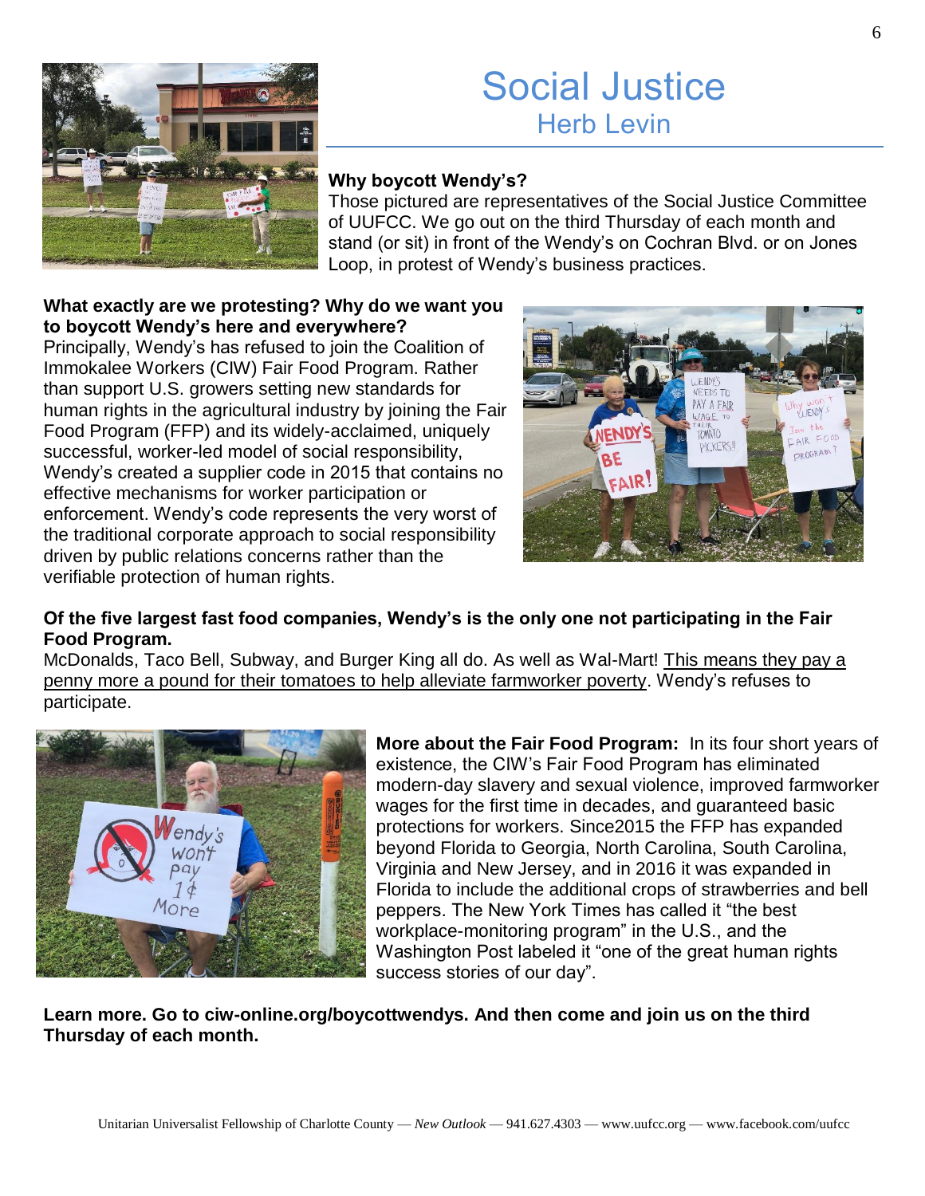# Social Justice

## Herb Levin

**Why boycott Wendy's?**
Those pictured are representatives of the Social Justice Committee of UUFCC. We go out on the third Thursday of each month and stand (or sit) in front of the Wendy's on Cochran Blvd. or on Jones Loop, in protest of Wendy's business practices.

**What exactly are we protesting? Why do we want you to boycott Wendy's here and everywhere?**
Principally, Wendy's has refused to join the Coalition of Immokalee Workers (CIW) Fair Food Program. Rather than support U.S. growers setting new standards for human rights in the agricultural industry by joining the Fair Food Program (FFP) and its widely-acclaimed, uniquely successful, worker-led model of social responsibility, Wendy's created a supplier code in 2015 that contains no effective mechanisms for worker participation or enforcement. Wendy's code represents the very worst of the traditional corporate approach to social responsibility driven by public relations concerns rather than the verifiable protection of human rights.

**Of the five largest fast food companies, Wendy's is the only one not participating in the Fair Food Program.**
McDonalds, Taco Bell, Subway, and Burger King all do. As well as Wal-Mart! <u>This means they pay a penny more a pound for their tomatoes to help alleviate farmworker poverty</u>. Wendy's refuses to participate.

**More about the Fair Food Program:** In its four short years of existence, the CIW's Fair Food Program has eliminated modern-day slavery and sexual violence, improved farmworker wages for the first time in decades, and guaranteed basic protections for workers. Since2015 the FFP has expanded beyond Florida to Georgia, North Carolina, South Carolina, Virginia and New Jersey, and in 2016 it was expanded in Florida to include the additional crops of strawberries and bell peppers. The New York Times has called it "the best workplace-monitoring program" in the U.S., and the Washington Post labeled it "one of the great human rights success stories of our day".

**Learn more. Go to ciw-online.org/boycottwendys. And then come and join us on the third Thursday of each month.**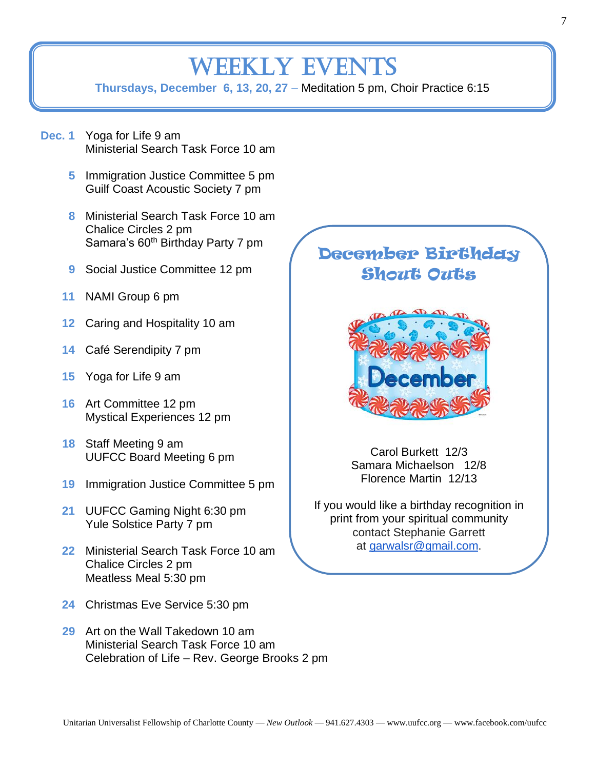# WEEKLY EVENTS

**Thursdays, December 6, 13, 20, 27 –** Meditation 5 pm, Choir Practice 6:15

**Dec. 1** Yoga for Life 9 am
Ministerial Search Task Force 10 am

**5** Immigration Justice Committee 5 pm
Guilf Coast Acoustic Society 7 pm

**8** Ministerial Search Task Force 10 am
Chalice Circles 2 pm
Samara's 60th Birthday Party 7 pm

**9** Social Justice Committee 12 pm

**11** NAMI Group 6 pm

**12** Caring and Hospitality 10 am

**14** Café Serendipity 7 pm

**15** Yoga for Life 9 am

**16** Art Committee 12 pm
Mystical Experiences 12 pm

**18** Staff Meeting 9 am
UUFCC Board Meeting 6 pm

**19** Immigration Justice Committee 5 pm

**21** UUFCC Gaming Night 6:30 pm
Yule Solstice Party 7 pm

**22** Ministerial Search Task Force 10 am
Chalice Circles 2 pm
Meatless Meal 5:30 pm

**24** Christmas Eve Service 5:30 pm

**29** Art on the Wall Takedown 10 am
Ministerial Search Task Force 10 am
Celebration of Life – Rev. George Brooks 2 pm

## December Birthday Shout Outs

December

Carol Burkett 12/3
Samara Michaelson 12/8
Florence Martin 12/13

If you would like a birthday recognition in print from your spiritual community contact Stephanie Garrett at garwalsr@gmail.com.